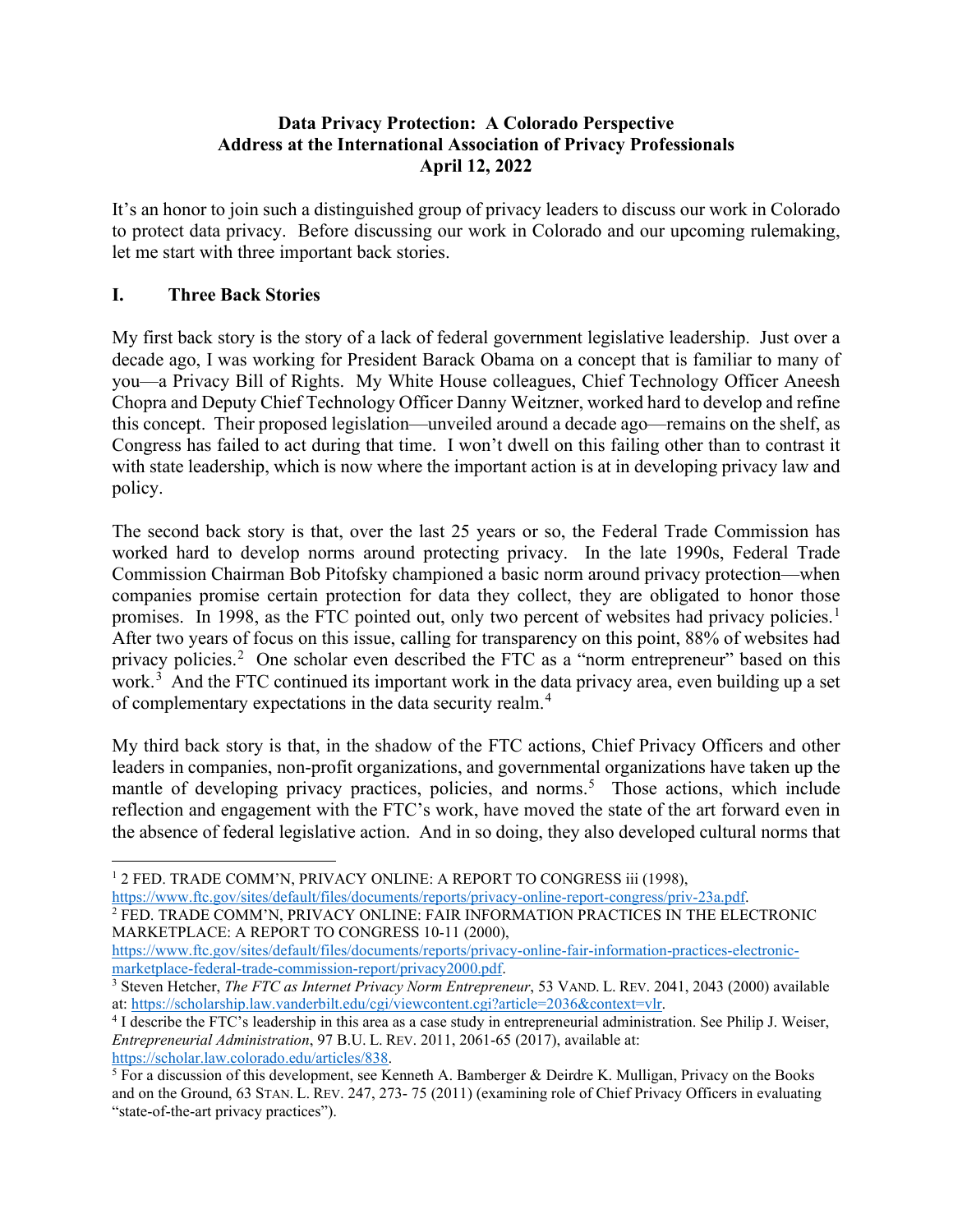**Data Privacy Protection: A Colorado Perspective**
**Address at the International Association of Privacy Professionals**
**April 12, 2022**

It's an honor to join such a distinguished group of privacy leaders to discuss our work in Colorado to protect data privacy. Before discussing our work in Colorado and our upcoming rulemaking, let me start with three important back stories.

## I. Three Back Stories

My first back story is the story of a lack of federal government legislative leadership. Just over a decade ago, I was working for President Barack Obama on a concept that is familiar to many of you—a Privacy Bill of Rights. My White House colleagues, Chief Technology Officer Aneesh Chopra and Deputy Chief Technology Officer Danny Weitzner, worked hard to develop and refine this concept. Their proposed legislation—unveiled around a decade ago—remains on the shelf, as Congress has failed to act during that time. I won't dwell on this failing other than to contrast it with state leadership, which is now where the important action is at in developing privacy law and policy.

The second back story is that, over the last 25 years or so, the Federal Trade Commission has worked hard to develop norms around protecting privacy. In the late 1990s, Federal Trade Commission Chairman Bob Pitofsky championed a basic norm around privacy protection—when companies promise certain protection for data they collect, they are obligated to honor those promises. In 1998, as the FTC pointed out, only two percent of websites had privacy policies.[1] After two years of focus on this issue, calling for transparency on this point, 88% of websites had privacy policies.[2] One scholar even described the FTC as a "norm entrepreneur" based on this work.[3] And the FTC continued its important work in the data privacy area, even building up a set of complementary expectations in the data security realm.[4]

My third back story is that, in the shadow of the FTC actions, Chief Privacy Officers and other leaders in companies, non-profit organizations, and governmental organizations have taken up the mantle of developing privacy practices, policies, and norms.[5] Those actions, which include reflection and engagement with the FTC's work, have moved the state of the art forward even in the absence of federal legislative action. And in so doing, they also developed cultural norms that

---

[1] 2 FED. TRADE COMM'N, PRIVACY ONLINE: A REPORT TO CONGRESS iii (1998), https://www.ftc.gov/sites/default/files/documents/reports/privacy-online-report-congress/priv-23a.pdf.

[2] FED. TRADE COMM'N, PRIVACY ONLINE: FAIR INFORMATION PRACTICES IN THE ELECTRONIC MARKETPLACE: A REPORT TO CONGRESS 10-11 (2000), https://www.ftc.gov/sites/default/files/documents/reports/privacy-online-fair-information-practices-electronic-marketplace-federal-trade-commission-report/privacy2000.pdf.

[3] Steven Hetcher, *The FTC as Internet Privacy Norm Entrepreneur*, 53 VAND. L. REV. 2041, 2043 (2000) available at: https://scholarship.law.vanderbilt.edu/cgi/viewcontent.cgi?article=2036&context=vlr.

[4] I describe the FTC's leadership in this area as a case study in entrepreneurial administration. See Philip J. Weiser, *Entrepreneurial Administration*, 97 B.U. L. REV. 2011, 2061-65 (2017), available at: https://scholar.law.colorado.edu/articles/838.

[5] For a discussion of this development, see Kenneth A. Bamberger & Deirdre K. Mulligan, Privacy on the Books and on the Ground, 63 STAN. L. REV. 247, 273- 75 (2011) (examining role of Chief Privacy Officers in evaluating "state-of-the-art privacy practices").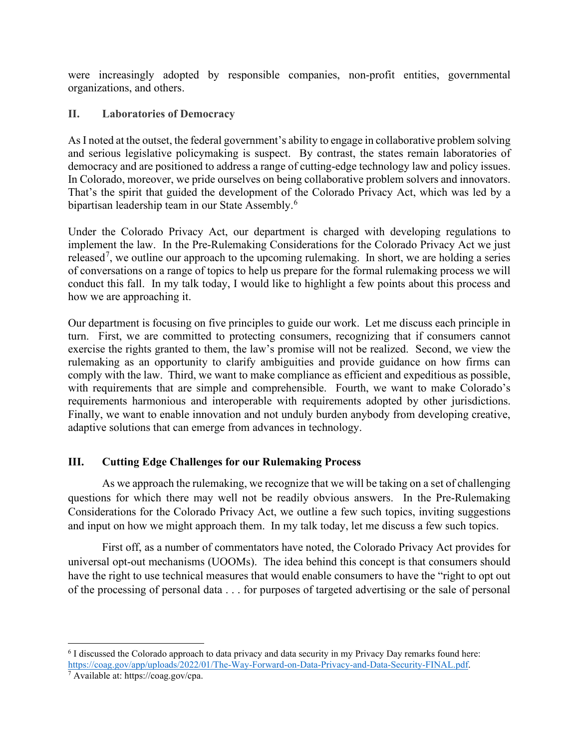were increasingly adopted by responsible companies, non-profit entities, governmental organizations, and others.

## II. Laboratories of Democracy

As I noted at the outset, the federal government's ability to engage in collaborative problem solving and serious legislative policymaking is suspect. By contrast, the states remain laboratories of democracy and are positioned to address a range of cutting-edge technology law and policy issues. In Colorado, moreover, we pride ourselves on being collaborative problem solvers and innovators. That's the spirit that guided the development of the Colorado Privacy Act, which was led by a bipartisan leadership team in our State Assembly.[6]

Under the Colorado Privacy Act, our department is charged with developing regulations to implement the law. In the Pre-Rulemaking Considerations for the Colorado Privacy Act we just released[7], we outline our approach to the upcoming rulemaking. In short, we are holding a series of conversations on a range of topics to help us prepare for the formal rulemaking process we will conduct this fall. In my talk today, I would like to highlight a few points about this process and how we are approaching it.

Our department is focusing on five principles to guide our work. Let me discuss each principle in turn. First, we are committed to protecting consumers, recognizing that if consumers cannot exercise the rights granted to them, the law's promise will not be realized. Second, we view the rulemaking as an opportunity to clarify ambiguities and provide guidance on how firms can comply with the law. Third, we want to make compliance as efficient and expeditious as possible, with requirements that are simple and comprehensible. Fourth, we want to make Colorado's requirements harmonious and interoperable with requirements adopted by other jurisdictions. Finally, we want to enable innovation and not unduly burden anybody from developing creative, adaptive solutions that can emerge from advances in technology.

## III. Cutting Edge Challenges for our Rulemaking Process

As we approach the rulemaking, we recognize that we will be taking on a set of challenging questions for which there may well not be readily obvious answers. In the Pre-Rulemaking Considerations for the Colorado Privacy Act, we outline a few such topics, inviting suggestions and input on how we might approach them. In my talk today, let me discuss a few such topics.

First off, as a number of commentators have noted, the Colorado Privacy Act provides for universal opt-out mechanisms (UOOMs). The idea behind this concept is that consumers should have the right to use technical measures that would enable consumers to have the "right to opt out of the processing of personal data . . . for purposes of targeted advertising or the sale of personal

---

[6] I discussed the Colorado approach to data privacy and data security in my Privacy Day remarks found here: https://coag.gov/app/uploads/2022/01/The-Way-Forward-on-Data-Privacy-and-Data-Security-FINAL.pdf.

[7] Available at: https://coag.gov/cpa.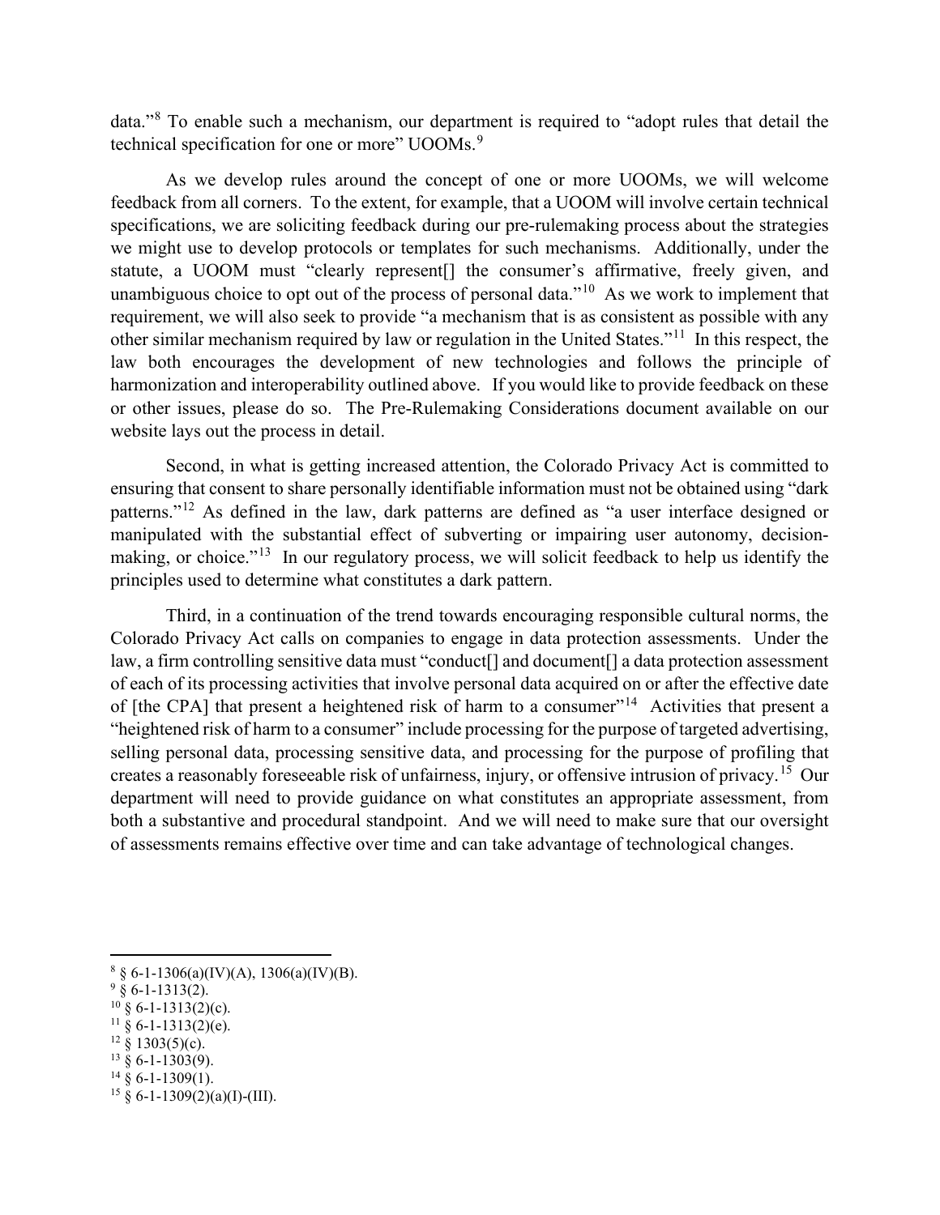data."[8] To enable such a mechanism, our department is required to "adopt rules that detail the technical specification for one or more" UOOMs.[9]

As we develop rules around the concept of one or more UOOMs, we will welcome feedback from all corners. To the extent, for example, that a UOOM will involve certain technical specifications, we are soliciting feedback during our pre-rulemaking process about the strategies we might use to develop protocols or templates for such mechanisms. Additionally, under the statute, a UOOM must "clearly represent[] the consumer's affirmative, freely given, and unambiguous choice to opt out of the process of personal data."[10] As we work to implement that requirement, we will also seek to provide "a mechanism that is as consistent as possible with any other similar mechanism required by law or regulation in the United States."[11] In this respect, the law both encourages the development of new technologies and follows the principle of harmonization and interoperability outlined above. If you would like to provide feedback on these or other issues, please do so. The Pre-Rulemaking Considerations document available on our website lays out the process in detail.

Second, in what is getting increased attention, the Colorado Privacy Act is committed to ensuring that consent to share personally identifiable information must not be obtained using "dark patterns."[12] As defined in the law, dark patterns are defined as "a user interface designed or manipulated with the substantial effect of subverting or impairing user autonomy, decision-making, or choice."[13] In our regulatory process, we will solicit feedback to help us identify the principles used to determine what constitutes a dark pattern.

Third, in a continuation of the trend towards encouraging responsible cultural norms, the Colorado Privacy Act calls on companies to engage in data protection assessments. Under the law, a firm controlling sensitive data must "conduct[] and document[] a data protection assessment of each of its processing activities that involve personal data acquired on or after the effective date of [the CPA] that present a heightened risk of harm to a consumer"[14] Activities that present a "heightened risk of harm to a consumer" include processing for the purpose of targeted advertising, selling personal data, processing sensitive data, and processing for the purpose of profiling that creates a reasonably foreseeable risk of unfairness, injury, or offensive intrusion of privacy.[15] Our department will need to provide guidance on what constitutes an appropriate assessment, from both a substantive and procedural standpoint. And we will need to make sure that our oversight of assessments remains effective over time and can take advantage of technological changes.

---

[8] § 6-1-1306(a)(IV)(A), 1306(a)(IV)(B).
[9] § 6-1-1313(2).
[10] § 6-1-1313(2)(c).
[11] § 6-1-1313(2)(e).
[12] § 1303(5)(c).
[13] § 6-1-1303(9).
[14] § 6-1-1309(1).
[15] § 6-1-1309(2)(a)(I)-(III).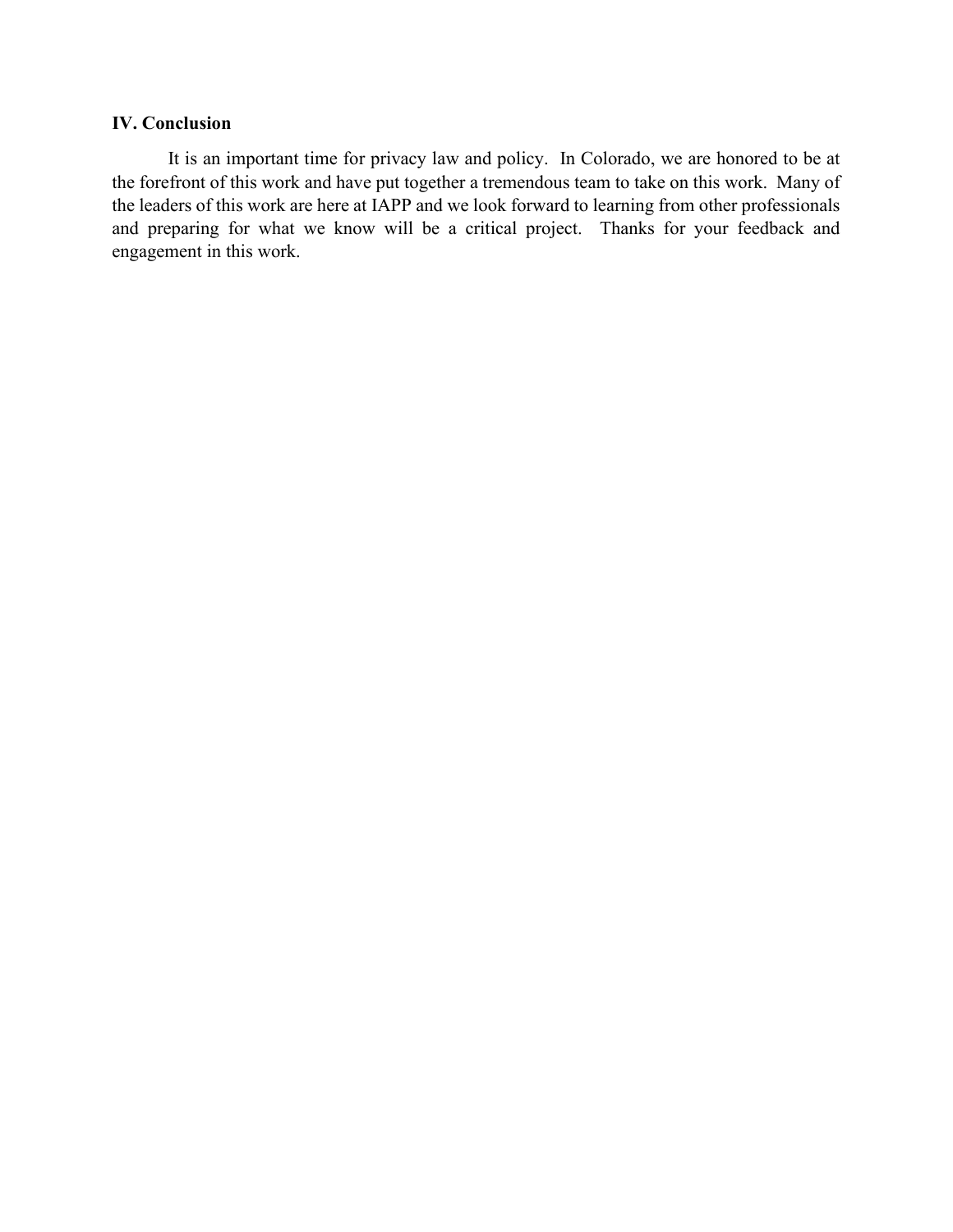**IV. Conclusion**

It is an important time for privacy law and policy. In Colorado, we are honored to be at the forefront of this work and have put together a tremendous team to take on this work. Many of the leaders of this work are here at IAPP and we look forward to learning from other professionals and preparing for what we know will be a critical project. Thanks for your feedback and engagement in this work.